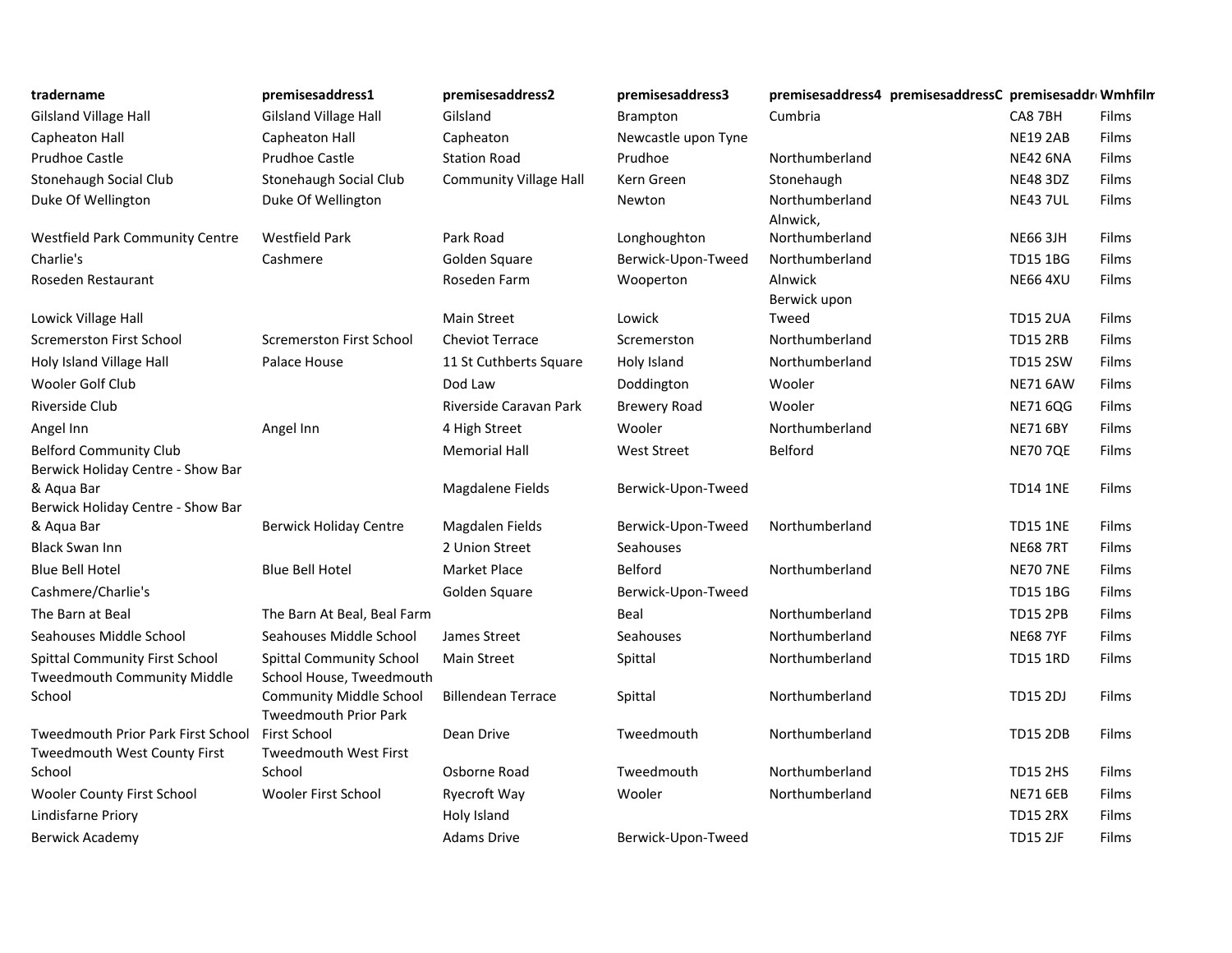| tradername | premisesaddress1 | premisesaddress2 | premisesaddress3 | premisesaddress4 | premisesaddressC | premisesaddr | Wmhfilm |
|---|---|---|---|---|---|---|---|
| Gilsland Village Hall | Gilsland Village Hall | Gilsland | Brampton | Cumbria | | CA8 7BH | Films |
| Capheaton Hall | Capheaton Hall | Capheaton | Newcastle upon Tyne | | | NE19 2AB | Films |
| Prudhoe Castle | Prudhoe Castle | Station Road | Prudhoe | Northumberland | | NE42 6NA | Films |
| Stonehaugh Social Club | Stonehaugh Social Club | Community Village Hall | Kern Green | Stonehaugh | | NE48 3DZ | Films |
| Duke Of Wellington | Duke Of Wellington | | Newton | Northumberland | | NE43 7UL | Films |
| Westfield Park Community Centre | Westfield Park | Park Road | Longhoughton | Alnwick, Northumberland | | NE66 3JH | Films |
| Charlie's | Cashmere | Golden Square | Berwick-Upon-Tweed | Northumberland | | TD15 1BG | Films |
| Roseden Restaurant | | Roseden Farm | Wooperton | Alnwick | | NE66 4XU | Films |
| Lowick Village Hall | | Main Street | Lowick | Berwick upon Tweed | | TD15 2UA | Films |
| Scremerston First School | Scremerston First School | Cheviot Terrace | Scremerston | Northumberland | | TD15 2RB | Films |
| Holy Island Village Hall | Palace House | 11 St Cuthberts Square | Holy Island | Northumberland | | TD15 2SW | Films |
| Wooler Golf Club | | Dod Law | Doddington | Wooler | | NE71 6AW | Films |
| Riverside Club | | Riverside Caravan Park | Brewery Road | Wooler | | NE71 6QG | Films |
| Angel Inn | Angel Inn | 4 High Street | Wooler | Northumberland | | NE71 6BY | Films |
| Belford Community Club | | Memorial Hall | West Street | Belford | | NE70 7QE | Films |
| Berwick Holiday Centre - Show Bar & Aqua Bar | | Magdalene Fields | Berwick-Upon-Tweed | | | TD14 1NE | Films |
| Berwick Holiday Centre - Show Bar & Aqua Bar | Berwick Holiday Centre | Magdalen Fields | Berwick-Upon-Tweed | Northumberland | | TD15 1NE | Films |
| Black Swan Inn | | 2 Union Street | Seahouses | | | NE68 7RT | Films |
| Blue Bell Hotel | Blue Bell Hotel | Market Place | Belford | Northumberland | | NE70 7NE | Films |
| Cashmere/Charlie's | | Golden Square | Berwick-Upon-Tweed | | | TD15 1BG | Films |
| The Barn at Beal | The Barn At Beal, Beal Farm | | Beal | Northumberland | | TD15 2PB | Films |
| Seahouses Middle School | Seahouses Middle School | James Street | Seahouses | Northumberland | | NE68 7YF | Films |
| Spittal Community First School | Spittal Community School | Main Street | Spittal | Northumberland | | TD15 1RD | Films |
| Tweedmouth Community Middle School | School House, Tweedmouth Community Middle School | Billendean Terrace | Spittal | Northumberland | | TD15 2DJ | Films |
| Tweedmouth Prior Park First School | Tweedmouth Prior Park First School | Dean Drive | Tweedmouth | Northumberland | | TD15 2DB | Films |
| Tweedmouth West County First School | Tweedmouth West First School | Osborne Road | Tweedmouth | Northumberland | | TD15 2HS | Films |
| Wooler County First School | Wooler First School | Ryecroft Way | Wooler | Northumberland | | NE71 6EB | Films |
| Lindisfarne Priory | | Holy Island | | | | TD15 2RX | Films |
| Berwick Academy | | Adams Drive | Berwick-Upon-Tweed | | | TD15 2JF | Films |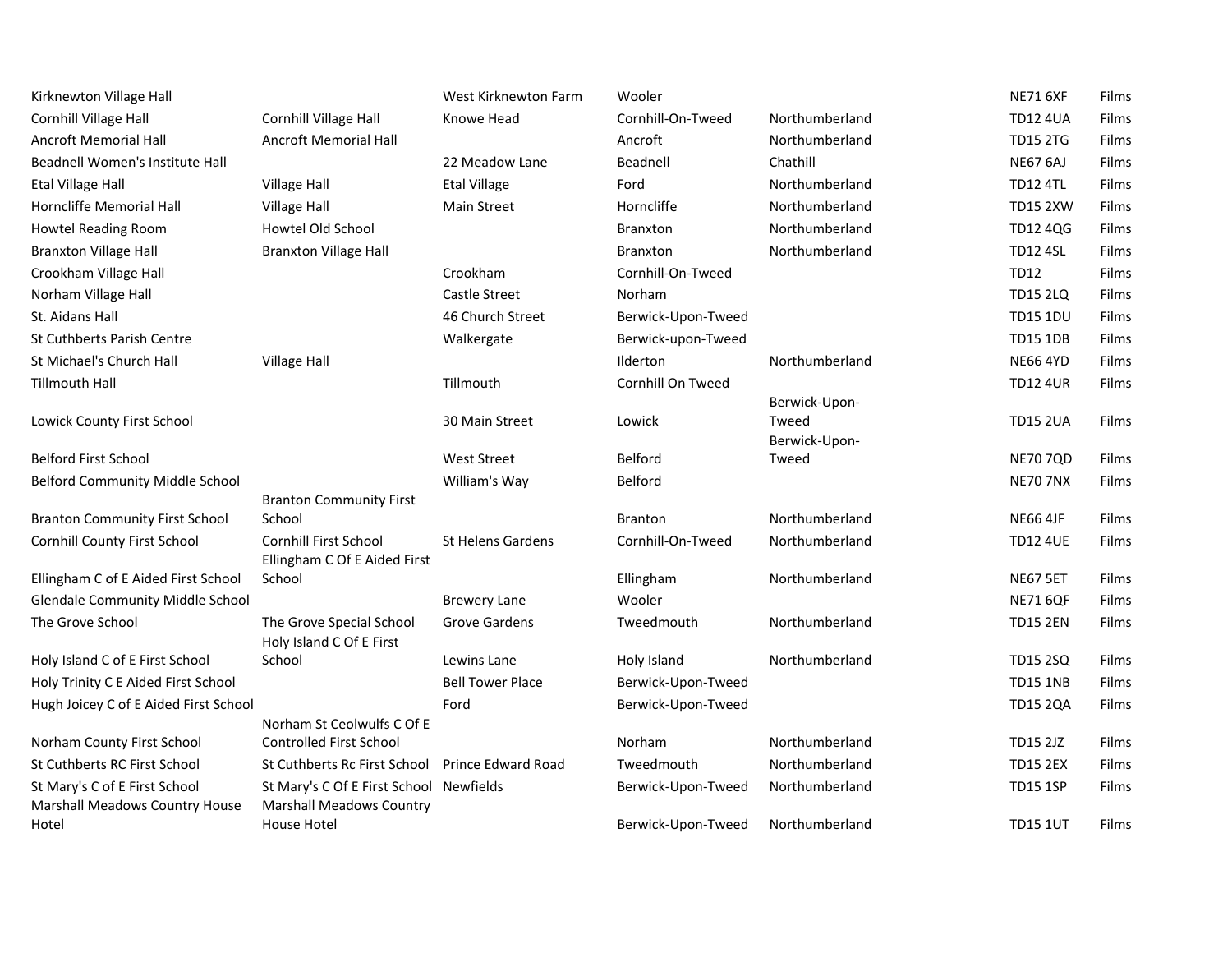| | | | | | | |
|---|---|---|---|---|---|---|
| Kirknewton Village Hall | | West Kirknewton Farm | Wooler | | NE71 6XF | Films |
| Cornhill Village Hall | Cornhill Village Hall | Knowe Head | Cornhill-On-Tweed | Northumberland | TD12 4UA | Films |
| Ancroft Memorial Hall | Ancroft Memorial Hall | | Ancroft | Northumberland | TD15 2TG | Films |
| Beadnell Women's Institute Hall | | 22 Meadow Lane | Beadnell | Chathill | NE67 6AJ | Films |
| Etal Village Hall | Village Hall | Etal Village | Ford | Northumberland | TD12 4TL | Films |
| Horncliffe Memorial Hall | Village Hall | Main Street | Horncliffe | Northumberland | TD15 2XW | Films |
| Howtel Reading Room | Howtel Old School | | Branxton | Northumberland | TD12 4QG | Films |
| Branxton Village Hall | Branxton Village Hall | | Branxton | Northumberland | TD12 4SL | Films |
| Crookham Village Hall | | Crookham | Cornhill-On-Tweed | | TD12 | Films |
| Norham Village Hall | | Castle Street | Norham | | TD15 2LQ | Films |
| St. Aidans Hall | | 46 Church Street | Berwick-Upon-Tweed | | TD15 1DU | Films |
| St Cuthberts Parish Centre | | Walkergate | Berwick-upon-Tweed | | TD15 1DB | Films |
| St Michael's Church Hall | Village Hall | | Ilderton | Northumberland | NE66 4YD | Films |
| Tillmouth Hall | | Tillmouth | Cornhill On Tweed | | TD12 4UR | Films |
| Lowick County First School | | 30 Main Street | Lowick | Berwick-Upon-Tweed | TD15 2UA | Films |
| Belford First School | | West Street | Belford | Berwick-Upon-Tweed | NE70 7QD | Films |
| Belford Community Middle School | | William's Way | Belford | | NE70 7NX | Films |
| Branton Community First School | Branton Community First School | | Branton | Northumberland | NE66 4JF | Films |
| Cornhill County First School | Cornhill First School | St Helens Gardens | Cornhill-On-Tweed | Northumberland | TD12 4UE | Films |
| Ellingham C of E Aided First School | Ellingham C Of E Aided First School | | Ellingham | Northumberland | NE67 5ET | Films |
| Glendale Community Middle School | | Brewery Lane | Wooler | | NE71 6QF | Films |
| The Grove School | The Grove Special School | Grove Gardens | Tweedmouth | Northumberland | TD15 2EN | Films |
| Holy Island C of E First School | Holy Island C Of E First School | Lewins Lane | Holy Island | Northumberland | TD15 2SQ | Films |
| Holy Trinity C E Aided First School | | Bell Tower Place | Berwick-Upon-Tweed | | TD15 1NB | Films |
| Hugh Joicey C of E Aided First School | | Ford | Berwick-Upon-Tweed | | TD15 2QA | Films |
| Norham County First School | Norham St Ceolwulfs C Of E Controlled First School | | Norham | Northumberland | TD15 2JZ | Films |
| St Cuthberts RC First School | St Cuthberts Rc First School | Prince Edward Road | Tweedmouth | Northumberland | TD15 2EX | Films |
| St Mary's C of E First School | St Mary's C Of E First School | Newfields | Berwick-Upon-Tweed | Northumberland | TD15 1SP | Films |
| Marshall Meadows Country House Hotel | Marshall Meadows Country House Hotel | | Berwick-Upon-Tweed | Northumberland | TD15 1UT | Films |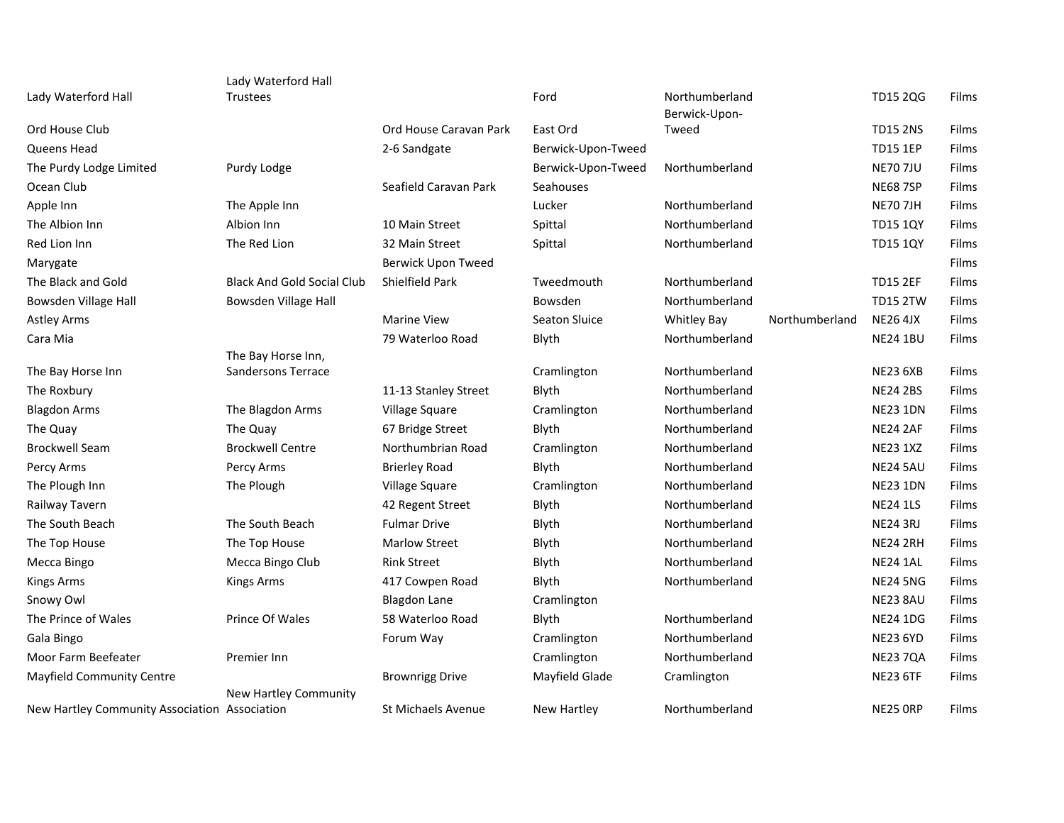| | | | | | | | |
|---|---|---|---|---|---|---|---|
| Lady Waterford Hall | Lady Waterford Hall Trustees | | Ford | Northumberland | | TD15 2QG | Films |
| Ord House Club | | Ord House Caravan Park | East Ord | Berwick-Upon-Tweed | | TD15 2NS | Films |
| Queens Head | | 2-6 Sandgate | Berwick-Upon-Tweed | | | TD15 1EP | Films |
| The Purdy Lodge Limited | Purdy Lodge | | Berwick-Upon-Tweed | Northumberland | | NE70 7JU | Films |
| Ocean Club | | Seafield Caravan Park | Seahouses | | | NE68 7SP | Films |
| Apple Inn | The Apple Inn | | Lucker | Northumberland | | NE70 7JH | Films |
| The Albion Inn | Albion Inn | 10 Main Street | Spittal | Northumberland | | TD15 1QY | Films |
| Red Lion Inn | The Red Lion | 32 Main Street | Spittal | Northumberland | | TD15 1QY | Films |
| Marygate | | Berwick Upon Tweed | | | | | Films |
| The Black and Gold | Black And Gold Social Club | Shielfield Park | Tweedmouth | Northumberland | | TD15 2EF | Films |
| Bowsden Village Hall | Bowsden Village Hall | | Bowsden | Northumberland | | TD15 2TW | Films |
| Astley Arms | | Marine View | Seaton Sluice | Whitley Bay | Northumberland | NE26 4JX | Films |
| Cara Mia | | 79 Waterloo Road | Blyth | Northumberland | | NE24 1BU | Films |
| The Bay Horse Inn | The Bay Horse Inn, Sandersons Terrace | | Cramlington | Northumberland | | NE23 6XB | Films |
| The Roxbury | | 11-13 Stanley Street | Blyth | Northumberland | | NE24 2BS | Films |
| Blagdon Arms | The Blagdon Arms | Village Square | Cramlington | Northumberland | | NE23 1DN | Films |
| The Quay | The Quay | 67 Bridge Street | Blyth | Northumberland | | NE24 2AF | Films |
| Brockwell Seam | Brockwell Centre | Northumbrian Road | Cramlington | Northumberland | | NE23 1XZ | Films |
| Percy Arms | Percy Arms | Brierley Road | Blyth | Northumberland | | NE24 5AU | Films |
| The Plough Inn | The Plough | Village Square | Cramlington | Northumberland | | NE23 1DN | Films |
| Railway Tavern | | 42 Regent Street | Blyth | Northumberland | | NE24 1LS | Films |
| The South Beach | The South Beach | Fulmar Drive | Blyth | Northumberland | | NE24 3RJ | Films |
| The Top House | The Top House | Marlow Street | Blyth | Northumberland | | NE24 2RH | Films |
| Mecca Bingo | Mecca Bingo Club | Rink Street | Blyth | Northumberland | | NE24 1AL | Films |
| Kings Arms | Kings Arms | 417 Cowpen Road | Blyth | Northumberland | | NE24 5NG | Films |
| Snowy Owl | | Blagdon Lane | Cramlington | | | NE23 8AU | Films |
| The Prince of Wales | Prince Of Wales | 58 Waterloo Road | Blyth | Northumberland | | NE24 1DG | Films |
| Gala Bingo | | Forum Way | Cramlington | Northumberland | | NE23 6YD | Films |
| Moor Farm Beefeater | Premier Inn | | Cramlington | Northumberland | | NE23 7QA | Films |
| Mayfield Community Centre | | Brownrigg Drive | Mayfield Glade | Cramlington | | NE23 6TF | Films |
| New Hartley Community Association | New Hartley Community Association | St Michaels Avenue | New Hartley | Northumberland | | NE25 0RP | Films |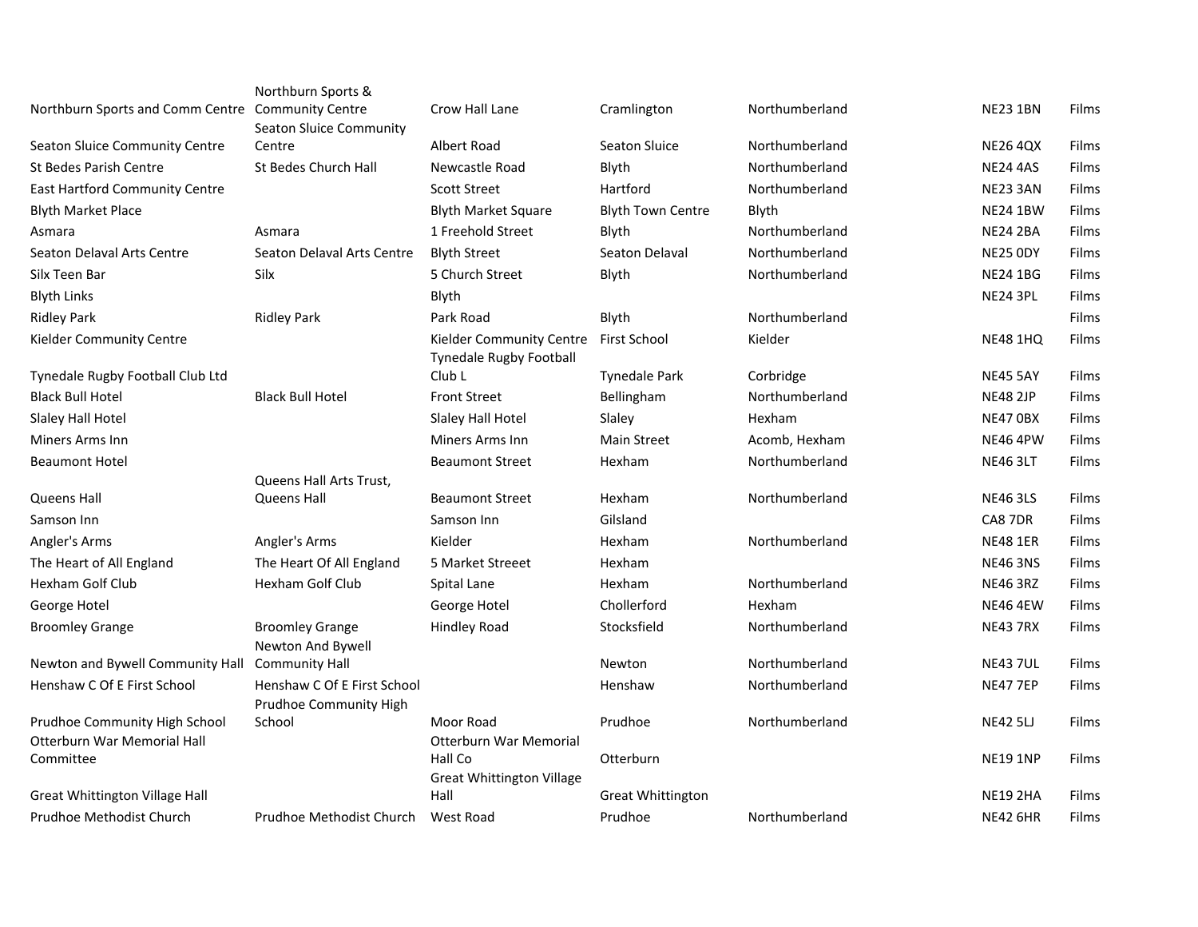| | | | | | | |
|---|---|---|---|---|---|---|
| Northburn Sports and Comm Centre | Northburn Sports & Community Centre | Crow Hall Lane | Cramlington | Northumberland | NE23 1BN | Films |
| Seaton Sluice Community Centre | Seaton Sluice Community Centre | Albert Road | Seaton Sluice | Northumberland | NE26 4QX | Films |
| St Bedes Parish Centre | St Bedes Church Hall | Newcastle Road | Blyth | Northumberland | NE24 4AS | Films |
| East Hartford Community Centre | | Scott Street | Hartford | Northumberland | NE23 3AN | Films |
| Blyth Market Place | | Blyth Market Square | Blyth Town Centre | Blyth | NE24 1BW | Films |
| Asmara | Asmara | 1 Freehold Street | Blyth | Northumberland | NE24 2BA | Films |
| Seaton Delaval Arts Centre | Seaton Delaval Arts Centre | Blyth Street | Seaton Delaval | Northumberland | NE25 0DY | Films |
| Silx Teen Bar | Silx | 5 Church Street | Blyth | Northumberland | NE24 1BG | Films |
| Blyth Links | | Blyth | | | NE24 3PL | Films |
| Ridley Park | Ridley Park | Park Road | Blyth | Northumberland | | Films |
| Kielder Community Centre | | Kielder Community Centre | First School | Kielder | NE48 1HQ | Films |
| Tynedale Rugby Football Club Ltd | | Tynedale Rugby Football Club L | Tynedale Park | Corbridge | NE45 5AY | Films |
| Black Bull Hotel | Black Bull Hotel | Front Street | Bellingham | Northumberland | NE48 2JP | Films |
| Slaley Hall Hotel | | Slaley Hall Hotel | Slaley | Hexham | NE47 0BX | Films |
| Miners Arms Inn | | Miners Arms Inn | Main Street | Acomb, Hexham | NE46 4PW | Films |
| Beaumont Hotel | | Beaumont Street | Hexham | Northumberland | NE46 3LT | Films |
| Queens Hall | Queens Hall Arts Trust, Queens Hall | Beaumont Street | Hexham | Northumberland | NE46 3LS | Films |
| Samson Inn | | Samson Inn | Gilsland | | CA8 7DR | Films |
| Angler's Arms | Angler's Arms | Kielder | Hexham | Northumberland | NE48 1ER | Films |
| The Heart of All England | The Heart Of All England | 5 Market Streeet | Hexham | | NE46 3NS | Films |
| Hexham Golf Club | Hexham Golf Club | Spital Lane | Hexham | Northumberland | NE46 3RZ | Films |
| George Hotel | | George Hotel | Chollerford | Hexham | NE46 4EW | Films |
| Broomley Grange | Broomley Grange | Hindley Road | Stocksfield | Northumberland | NE43 7RX | Films |
| Newton and Bywell Community Hall | Newton And Bywell Community Hall | | Newton | Northumberland | NE43 7UL | Films |
| Henshaw C Of E First School | Henshaw C Of E First School | | Henshaw | Northumberland | NE47 7EP | Films |
| Prudhoe Community High School | Prudhoe Community High School | Moor Road | Prudhoe | Northumberland | NE42 5LJ | Films |
| Otterburn War Memorial Hall Committee | | Otterburn War Memorial Hall Co | Otterburn | | NE19 1NP | Films |
| Great Whittington Village Hall | | Great Whittington Village Hall | Great Whittington | | NE19 2HA | Films |
| Prudhoe Methodist Church | Prudhoe Methodist Church | West Road | Prudhoe | Northumberland | NE42 6HR | Films |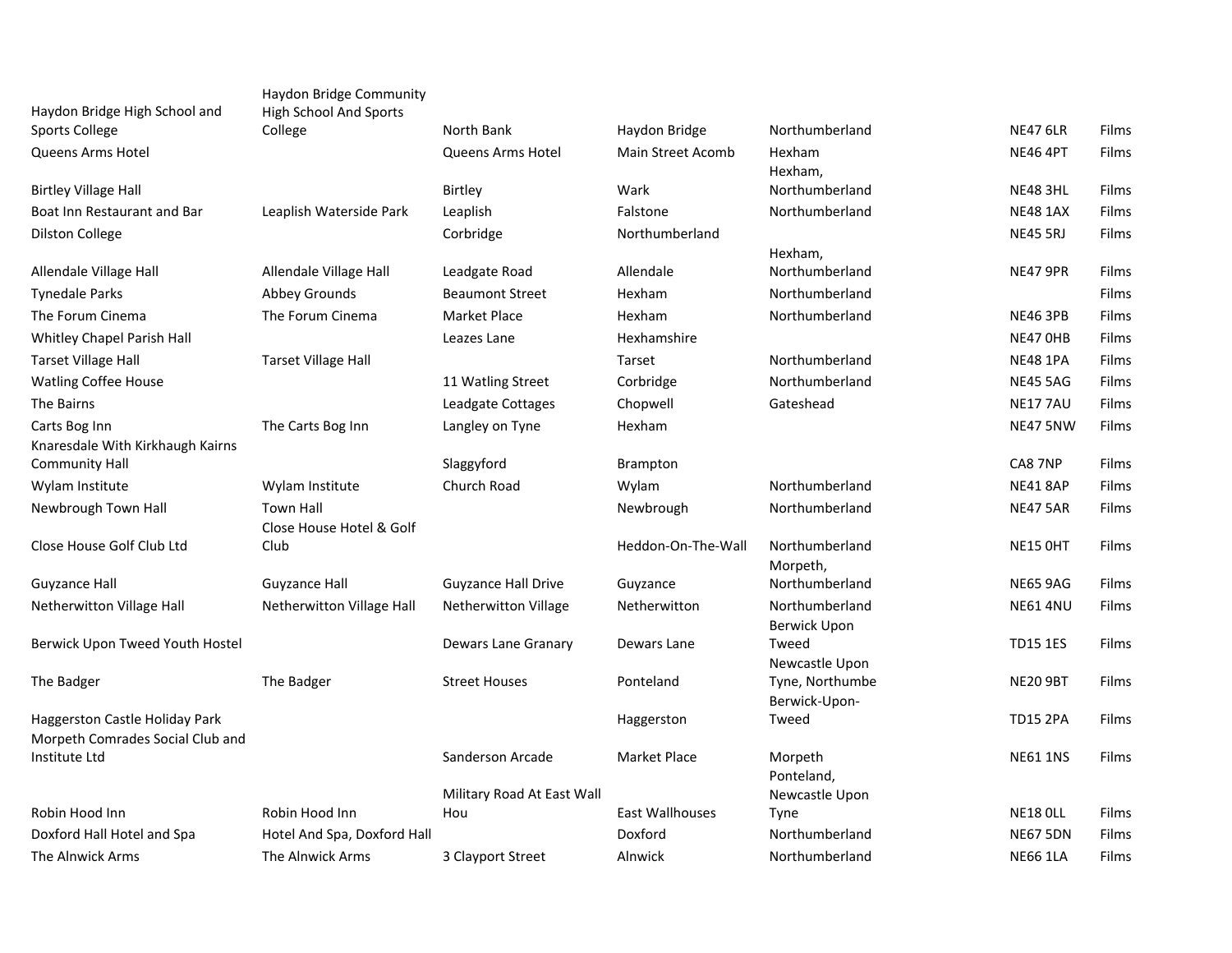| | | | | | | |
|---|---|---|---|---|---|---|
| Haydon Bridge High School and Sports College | Haydon Bridge Community High School And Sports College | North Bank | Haydon Bridge | Northumberland | NE47 6LR | Films |
| Queens Arms Hotel | | Queens Arms Hotel | Main Street Acomb | Hexham | NE46 4PT | Films |
| Birtley Village Hall | | Birtley | Wark | Hexham, Northumberland | NE48 3HL | Films |
| Boat Inn Restaurant and Bar | Leaplish Waterside Park | Leaplish | Falstone | Northumberland | NE48 1AX | Films |
| Dilston College | | Corbridge | Northumberland | | NE45 5RJ | Films |
| Allendale Village Hall | Allendale Village Hall | Leadgate Road | Allendale | Hexham, Northumberland | NE47 9PR | Films |
| Tynedale Parks | Abbey Grounds | Beaumont Street | Hexham | Northumberland | | Films |
| The Forum Cinema | The Forum Cinema | Market Place | Hexham | Northumberland | NE46 3PB | Films |
| Whitley Chapel Parish Hall | | Leazes Lane | Hexhamshire | | NE47 0HB | Films |
| Tarset Village Hall | Tarset Village Hall | | Tarset | Northumberland | NE48 1PA | Films |
| Watling Coffee House | | 11 Watling Street | Corbridge | Northumberland | NE45 5AG | Films |
| The Bairns | | Leadgate Cottages | Chopwell | Gateshead | NE17 7AU | Films |
| Carts Bog Inn | The Carts Bog Inn | Langley on Tyne | Hexham | | NE47 5NW | Films |
| Knaresdale With Kirkhaugh Kairns Community Hall | | Slaggyford | Brampton | | CA8 7NP | Films |
| Wylam Institute | Wylam Institute | Church Road | Wylam | Northumberland | NE41 8AP | Films |
| Newbrough Town Hall | Town Hall | | Newbrough | Northumberland | NE47 5AR | Films |
| Close House Golf Club Ltd | Close House Hotel & Golf Club | | Heddon-On-The-Wall | Northumberland | NE15 0HT | Films |
| Guyzance Hall | Guyzance Hall | Guyzance Hall Drive | Guyzance | Morpeth, Northumberland | NE65 9AG | Films |
| Netherwitton Village Hall | Netherwitton Village Hall | Netherwitton Village | Netherwitton | Northumberland | NE61 4NU | Films |
| Berwick Upon Tweed Youth Hostel | | Dewars Lane Granary | Dewars Lane | Berwick Upon Tweed | TD15 1ES | Films |
| The Badger | The Badger | Street Houses | Ponteland | Newcastle Upon Tyne, Northumbe | NE20 9BT | Films |
| Haggerston Castle Holiday Park | | | Haggerston | Berwick-Upon-Tweed | TD15 2PA | Films |
| Morpeth Comrades Social Club and Institute Ltd | | Sanderson Arcade | Market Place | Morpeth | NE61 1NS | Films |
| Robin Hood Inn | Robin Hood Inn | Military Road At East Wall Hou | East Wallhouses | Ponteland, Newcastle Upon Tyne | NE18 0LL | Films |
| Doxford Hall Hotel and Spa | Hotel And Spa, Doxford Hall | | Doxford | Northumberland | NE67 5DN | Films |
| The Alnwick Arms | The Alnwick Arms | 3 Clayport Street | Alnwick | Northumberland | NE66 1LA | Films |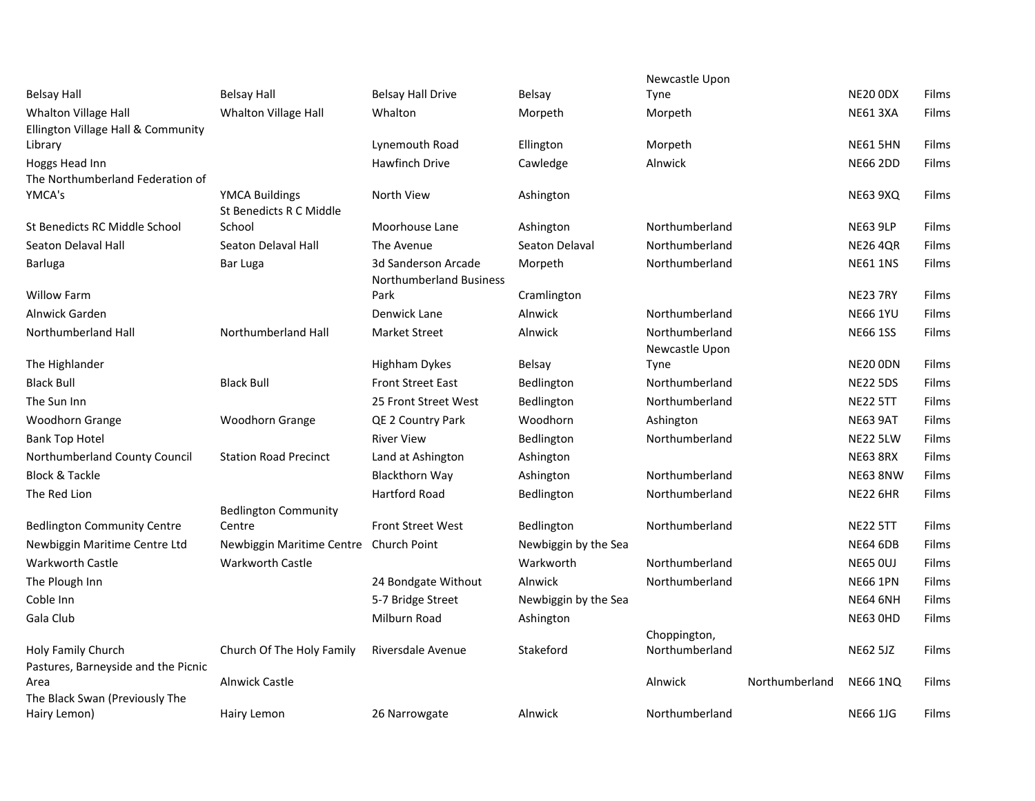| | | | | | | | |
|---|---|---|---|---|---|---|---|
| Belsay Hall | Belsay Hall | Belsay Hall Drive | Belsay | Newcastle Upon Tyne | | NE20 0DX | Films |
| Whalton Village Hall | Whalton Village Hall | Whalton | Morpeth | Morpeth | | NE61 3XA | Films |
| Ellington Village Hall & Community Library | | Lynemouth Road | Ellington | Morpeth | | NE61 5HN | Films |
| Hoggs Head Inn | | Hawfinch Drive | Cawledge | Alnwick | | NE66 2DD | Films |
| The Northumberland Federation of YMCA's | YMCA Buildings | North View | Ashington | | | NE63 9XQ | Films |
| St Benedicts RC Middle School | St Benedicts R C Middle School | Moorhouse Lane | Ashington | Northumberland | | NE63 9LP | Films |
| Seaton Delaval Hall | Seaton Delaval Hall | The Avenue | Seaton Delaval | Northumberland | | NE26 4QR | Films |
| Barluga | Bar Luga | 3d Sanderson Arcade | Morpeth | Northumberland | | NE61 1NS | Films |
| Willow Farm | | Northumberland Business Park | Cramlington | | | NE23 7RY | Films |
| Alnwick Garden | | Denwick Lane | Alnwick | Northumberland | | NE66 1YU | Films |
| Northumberland Hall | Northumberland Hall | Market Street | Alnwick | Northumberland | | NE66 1SS | Films |
| The Highlander | | Highham Dykes | Belsay | Newcastle Upon Tyne | | NE20 0DN | Films |
| Black Bull | Black Bull | Front Street East | Bedlington | Northumberland | | NE22 5DS | Films |
| The Sun Inn | | 25 Front Street West | Bedlington | Northumberland | | NE22 5TT | Films |
| Woodhorn Grange | Woodhorn Grange | QE 2 Country Park | Woodhorn | Ashington | | NE63 9AT | Films |
| Bank Top Hotel | | River View | Bedlington | Northumberland | | NE22 5LW | Films |
| Northumberland County Council | Station Road Precinct | Land at Ashington | Ashington | | | NE63 8RX | Films |
| Block & Tackle | | Blackthorn Way | Ashington | Northumberland | | NE63 8NW | Films |
| The Red Lion | | Hartford Road | Bedlington | Northumberland | | NE22 6HR | Films |
| Bedlington Community Centre | Bedlington Community Centre | Front Street West | Bedlington | Northumberland | | NE22 5TT | Films |
| Newbiggin Maritime Centre Ltd | Newbiggin Maritime Centre | Church Point | Newbiggin by the Sea | | | NE64 6DB | Films |
| Warkworth Castle | Warkworth Castle | | Warkworth | Northumberland | | NE65 0UJ | Films |
| The Plough Inn | | 24 Bondgate Without | Alnwick | Northumberland | | NE66 1PN | Films |
| Coble Inn | | 5-7 Bridge Street | Newbiggin by the Sea | | | NE64 6NH | Films |
| Gala Club | | Milburn Road | Ashington | | | NE63 0HD | Films |
| Holy Family Church | Church Of The Holy Family | Riversdale Avenue | Stakeford | Choppington, Northumberland | | NE62 5JZ | Films |
| Pastures, Barneyside and the Picnic Area | Alnwick Castle | | | Alnwick | Northumberland | NE66 1NQ | Films |
| The Black Swan (Previously The Hairy Lemon) | Hairy Lemon | 26 Narrowgate | Alnwick | Northumberland | | NE66 1JG | Films |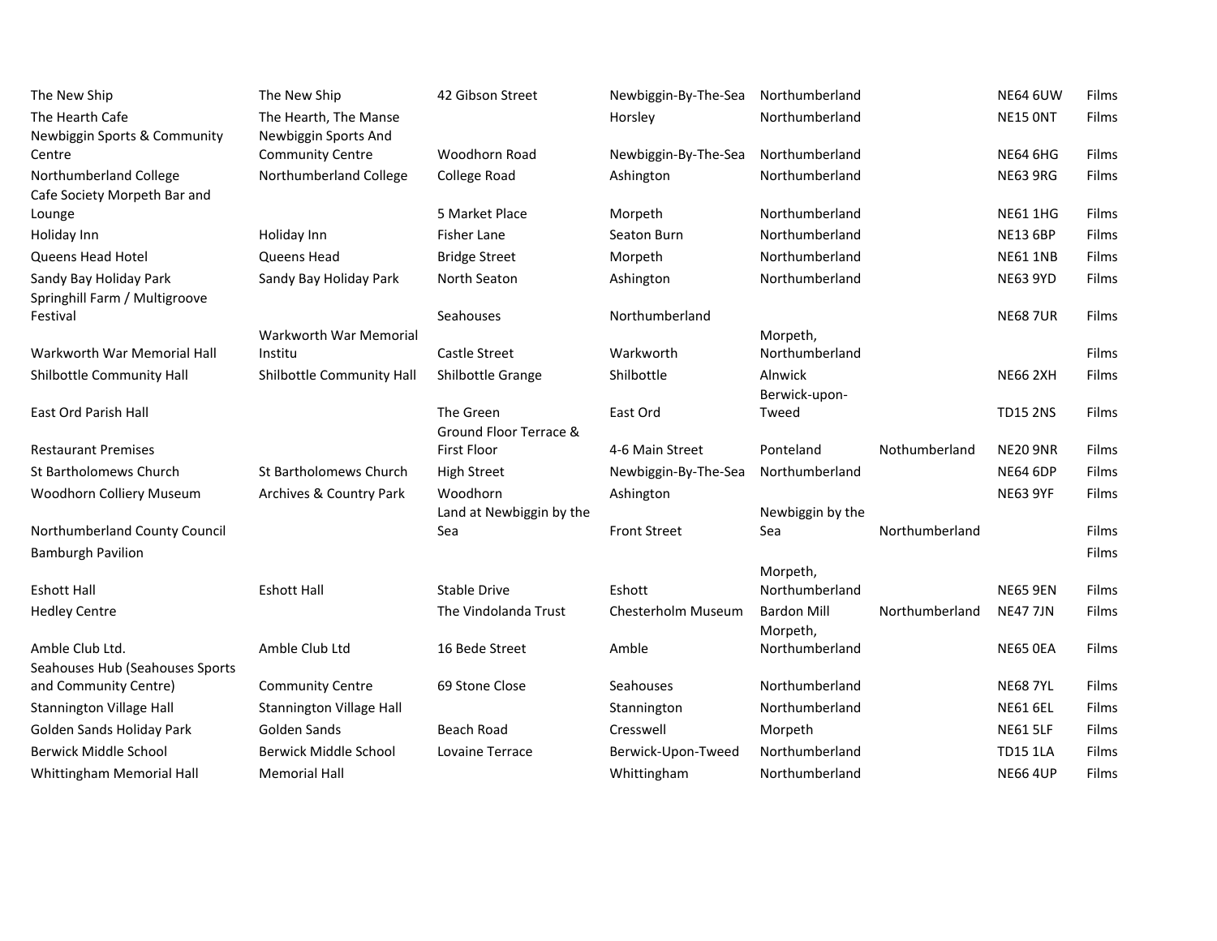| | | | | | | | |
|---|---|---|---|---|---|---|---|
| The New Ship | The New Ship | 42 Gibson Street | Newbiggin-By-The-Sea | Northumberland | | NE64 6UW | Films |
| The Hearth Cafe | The Hearth, The Manse | | Horsley | Northumberland | | NE15 0NT | Films |
| Newbiggin Sports & Community Centre | Newbiggin Sports And Community Centre | Woodhorn Road | Newbiggin-By-The-Sea | Northumberland | | NE64 6HG | Films |
| Northumberland College | Northumberland College | College Road | Ashington | Northumberland | | NE63 9RG | Films |
| Cafe Society Morpeth Bar and Lounge | | 5 Market Place | Morpeth | Northumberland | | NE61 1HG | Films |
| Holiday Inn | Holiday Inn | Fisher Lane | Seaton Burn | Northumberland | | NE13 6BP | Films |
| Queens Head Hotel | Queens Head | Bridge Street | Morpeth | Northumberland | | NE61 1NB | Films |
| Sandy Bay Holiday Park | Sandy Bay Holiday Park | North Seaton | Ashington | Northumberland | | NE63 9YD | Films |
| Springhill Farm / Multigroove Festival | | Seahouses | Northumberland | | | NE68 7UR | Films |
| Warkworth War Memorial Hall | Warkworth War Memorial Institu | Castle Street | Warkworth | Morpeth, Northumberland | | | Films |
| Shilbottle Community Hall | Shilbottle Community Hall | Shilbottle Grange | Shilbottle | Alnwick | | NE66 2XH | Films |
| East Ord Parish Hall | | The Green | East Ord | Berwick-upon-Tweed | | TD15 2NS | Films |
| Restaurant Premises | | Ground Floor Terrace & First Floor | 4-6 Main Street | Ponteland | Nothumberland | NE20 9NR | Films |
| St Bartholomews Church | St Bartholomews Church | High Street | Newbiggin-By-The-Sea | Northumberland | | NE64 6DP | Films |
| Woodhorn Colliery Museum | Archives & Country Park | Woodhorn | Ashington | | | NE63 9YF | Films |
| Northumberland County Council | | Land at Newbiggin by the Sea | Front Street | Newbiggin by the Sea | Northumberland | | Films |
| Bamburgh Pavilion | | | | | | | Films |
| Eshott Hall | Eshott Hall | Stable Drive | Eshott | Morpeth, Northumberland | | NE65 9EN | Films |
| Hedley Centre | | The Vindolanda Trust | Chesterholm Museum | Bardon Mill | Northumberland | NE47 7JN | Films |
| Amble Club Ltd. | Amble Club Ltd | 16 Bede Street | Amble | Morpeth, Northumberland | | NE65 0EA | Films |
| Seahouses Hub (Seahouses Sports and Community Centre) | Community Centre | 69 Stone Close | Seahouses | Northumberland | | NE68 7YL | Films |
| Stannington Village Hall | Stannington Village Hall | | Stannington | Northumberland | | NE61 6EL | Films |
| Golden Sands Holiday Park | Golden Sands | Beach Road | Cresswell | Morpeth | | NE61 5LF | Films |
| Berwick Middle School | Berwick Middle School | Lovaine Terrace | Berwick-Upon-Tweed | Northumberland | | TD15 1LA | Films |
| Whittingham Memorial Hall | Memorial Hall | | Whittingham | Northumberland | | NE66 4UP | Films |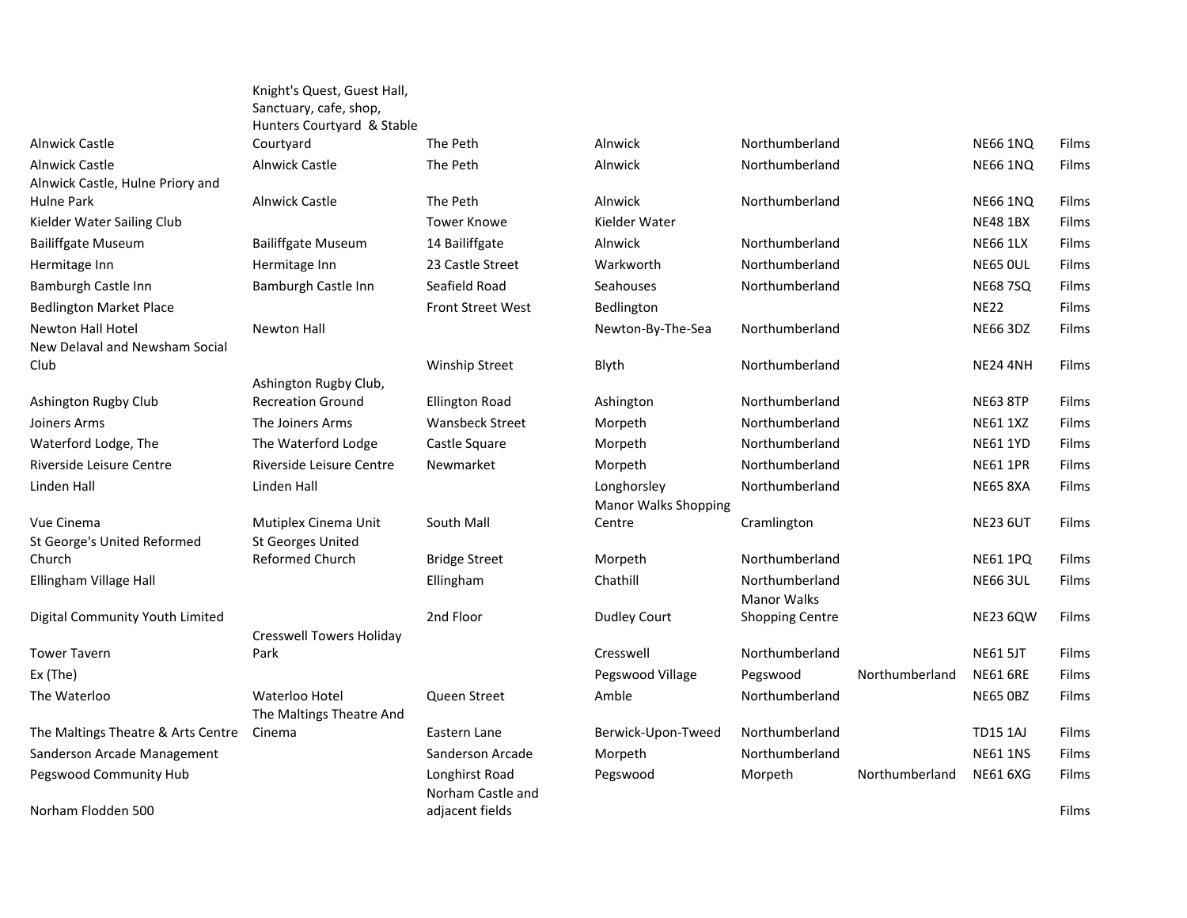| | | | | | | | |
|---|---|---|---|---|---|---|---|
| Alnwick Castle | Knight's Quest, Guest Hall, Sanctuary, cafe, shop, Hunters Courtyard & Stable Courtyard | The Peth | Alnwick | Northumberland | | NE66 1NQ | Films |
| Alnwick Castle | Alnwick Castle | The Peth | Alnwick | Northumberland | | NE66 1NQ | Films |
| Alnwick Castle, Hulne Priory and Hulne Park | Alnwick Castle | The Peth | Alnwick | Northumberland | | NE66 1NQ | Films |
| Kielder Water Sailing Club | | Tower Knowe | Kielder Water | | | NE48 1BX | Films |
| Bailiffgate Museum | Bailiffgate Museum | 14 Bailiffgate | Alnwick | Northumberland | | NE66 1LX | Films |
| Hermitage Inn | Hermitage Inn | 23 Castle Street | Warkworth | Northumberland | | NE65 0UL | Films |
| Bamburgh Castle Inn | Bamburgh Castle Inn | Seafield Road | Seahouses | Northumberland | | NE68 7SQ | Films |
| Bedlington Market Place | | Front Street West | Bedlington | | | NE22 | Films |
| Newton Hall Hotel | Newton Hall | | Newton-By-The-Sea | Northumberland | | NE66 3DZ | Films |
| New Delaval and Newsham Social Club | | Winship Street | Blyth | Northumberland | | NE24 4NH | Films |
| Ashington Rugby Club | Ashington Rugby Club, Recreation Ground | Ellington Road | Ashington | Northumberland | | NE63 8TP | Films |
| Joiners Arms | The Joiners Arms | Wansbeck Street | Morpeth | Northumberland | | NE61 1XZ | Films |
| Waterford Lodge, The | The Waterford Lodge | Castle Square | Morpeth | Northumberland | | NE61 1YD | Films |
| Riverside Leisure Centre | Riverside Leisure Centre | Newmarket | Morpeth | Northumberland | | NE61 1PR | Films |
| Linden Hall | Linden Hall | | Longhorsley | Northumberland | | NE65 8XA | Films |
| Vue Cinema | Mutiplex Cinema Unit | South Mall | Manor Walks Shopping Centre | Cramlington | | NE23 6UT | Films |
| St George's United Reformed Church | St Georges United Reformed Church | Bridge Street | Morpeth | Northumberland | | NE61 1PQ | Films |
| Ellingham Village Hall | | Ellingham | Chathill | Northumberland | | NE66 3UL | Films |
| Digital Community Youth Limited | | 2nd Floor | Dudley Court | Manor Walks Shopping Centre | | NE23 6QW | Films |
| Tower Tavern | Cresswell Towers Holiday Park | | Cresswell | Northumberland | | NE61 5JT | Films |
| Ex (The) | | | Pegswood Village | Pegswood | Northumberland | NE61 6RE | Films |
| The Waterloo | Waterloo Hotel | Queen Street | Amble | Northumberland | | NE65 0BZ | Films |
| The Maltings Theatre & Arts Centre | The Maltings Theatre And Cinema | Eastern Lane | Berwick-Upon-Tweed | Northumberland | | TD15 1AJ | Films |
| Sanderson Arcade Management | | Sanderson Arcade | Morpeth | Northumberland | | NE61 1NS | Films |
| Pegswood Community Hub | | Longhirst Road | Pegswood | Morpeth | Northumberland | NE61 6XG | Films |
| Norham Flodden 500 | | Norham Castle and adjacent fields | | | | | Films |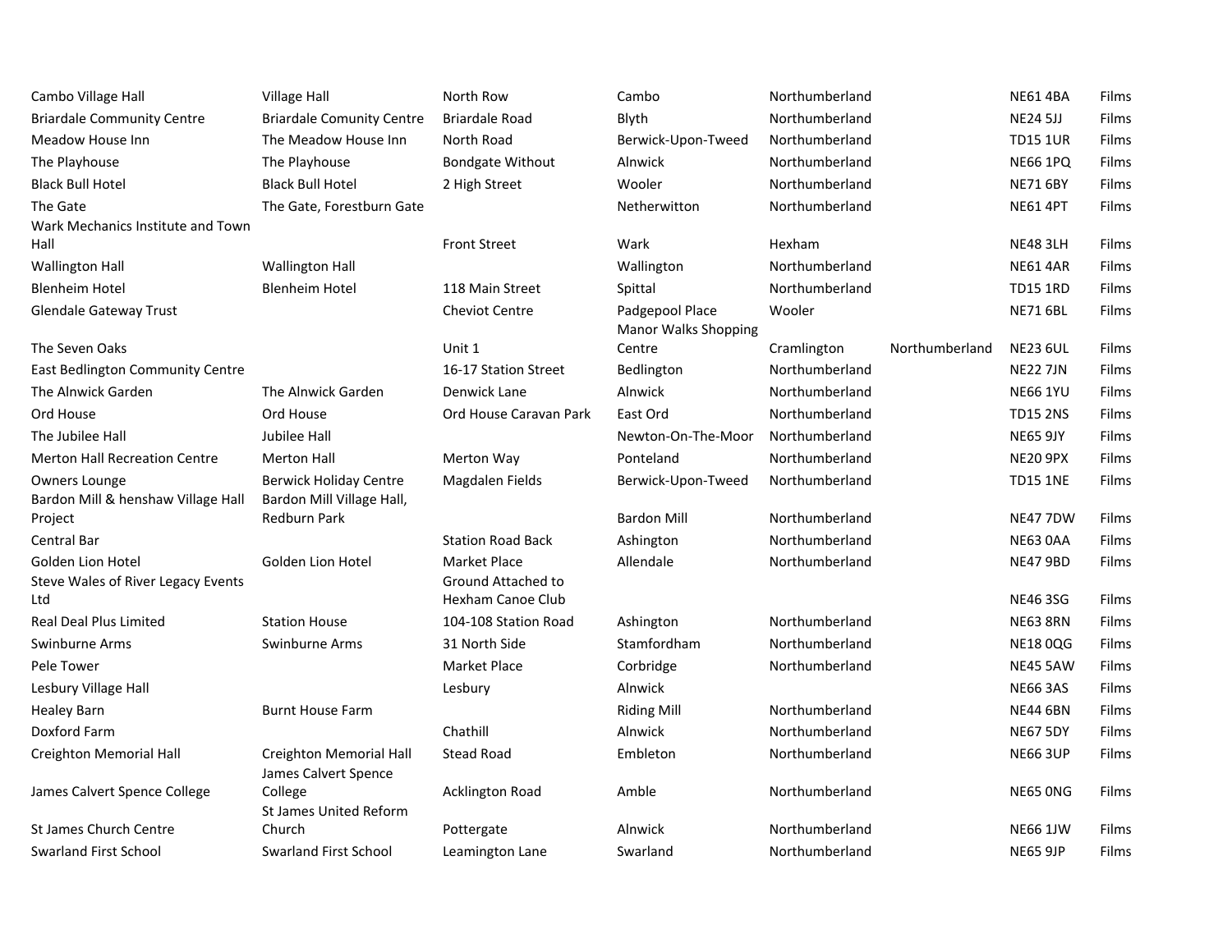| | | | | | | | |
|---|---|---|---|---|---|---|---|
| Cambo Village Hall | Village Hall | North Row | Cambo | Northumberland | | NE61 4BA | Films |
| Briardale Community Centre | Briardale Comunity Centre | Briardale Road | Blyth | Northumberland | | NE24 5JJ | Films |
| Meadow House Inn | The Meadow House Inn | North Road | Berwick-Upon-Tweed | Northumberland | | TD15 1UR | Films |
| The Playhouse | The Playhouse | Bondgate Without | Alnwick | Northumberland | | NE66 1PQ | Films |
| Black Bull Hotel | Black Bull Hotel | 2 High Street | Wooler | Northumberland | | NE71 6BY | Films |
| The Gate | The Gate, Forestburn Gate | | Netherwitton | Northumberland | | NE61 4PT | Films |
| Wark Mechanics Institute and Town Hall | | Front Street | Wark | Hexham | | NE48 3LH | Films |
| Wallington Hall | Wallington Hall | | Wallington | Northumberland | | NE61 4AR | Films |
| Blenheim Hotel | Blenheim Hotel | 118 Main Street | Spittal | Northumberland | | TD15 1RD | Films |
| Glendale Gateway Trust | | Cheviot Centre | Padgepool Place | Wooler | | NE71 6BL | Films |
| The Seven Oaks | | Unit 1 | Manor Walks Shopping Centre | Cramlington | Northumberland | NE23 6UL | Films |
| East Bedlington Community Centre | | 16-17 Station Street | Bedlington | Northumberland | | NE22 7JN | Films |
| The Alnwick Garden | The Alnwick Garden | Denwick Lane | Alnwick | Northumberland | | NE66 1YU | Films |
| Ord House | Ord House | Ord House Caravan Park | East Ord | Northumberland | | TD15 2NS | Films |
| The Jubilee Hall | Jubilee Hall | | Newton-On-The-Moor | Northumberland | | NE65 9JY | Films |
| Merton Hall Recreation Centre | Merton Hall | Merton Way | Ponteland | Northumberland | | NE20 9PX | Films |
| Owners Lounge | Berwick Holiday Centre | Magdalen Fields | Berwick-Upon-Tweed | Northumberland | | TD15 1NE | Films |
| Bardon Mill & henshaw Village Hall Project | Bardon Mill Village Hall, Redburn Park | | Bardon Mill | Northumberland | | NE47 7DW | Films |
| Central Bar | | Station Road Back | Ashington | Northumberland | | NE63 0AA | Films |
| Golden Lion Hotel | Golden Lion Hotel | Market Place | Allendale | Northumberland | | NE47 9BD | Films |
| Steve Wales of River Legacy Events Ltd | | Ground Attached to Hexham Canoe Club | | | | NE46 3SG | Films |
| Real Deal Plus Limited | Station House | 104-108 Station Road | Ashington | Northumberland | | NE63 8RN | Films |
| Swinburne Arms | Swinburne Arms | 31 North Side | Stamfordham | Northumberland | | NE18 0QG | Films |
| Pele Tower | | Market Place | Corbridge | Northumberland | | NE45 5AW | Films |
| Lesbury Village Hall | | Lesbury | Alnwick | | | NE66 3AS | Films |
| Healey Barn | Burnt House Farm | | Riding Mill | Northumberland | | NE44 6BN | Films |
| Doxford Farm | | Chathill | Alnwick | Northumberland | | NE67 5DY | Films |
| Creighton Memorial Hall | Creighton Memorial Hall | Stead Road | Embleton | Northumberland | | NE66 3UP | Films |
| James Calvert Spence College | James Calvert Spence College | Acklington Road | Amble | Northumberland | | NE65 0NG | Films |
| St James Church Centre | St James United Reform Church | Pottergate | Alnwick | Northumberland | | NE66 1JW | Films |
| Swarland First School | Swarland First School | Leamington Lane | Swarland | Northumberland | | NE65 9JP | Films |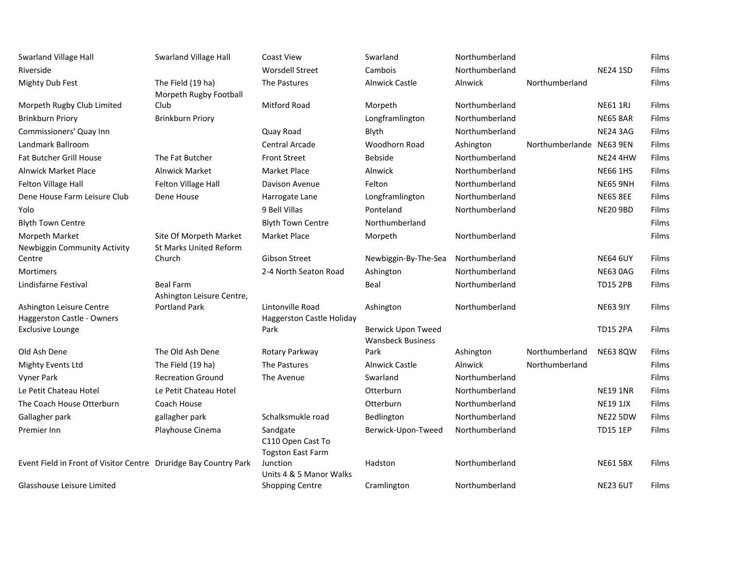| | | | | | | | |
|---|---|---|---|---|---|---|---|
| Swarland Village Hall | Swarland Village Hall | Coast View | Swarland | Northumberland | | | Films |
| Riverside | | Worsdell Street | Cambois | Northumberland | | NE24 1SD | Films |
| Mighty Dub Fest | The Field (19 ha) | The Pastures | Alnwick Castle | Alnwick | Northumberland | | Films |
| Morpeth Rugby Club Limited | Morpeth Rugby Football Club | Mitford Road | Morpeth | Northumberland | | NE61 1RJ | Films |
| Brinkburn Priory | Brinkburn Priory | | Longframlington | Northumberland | | NE65 8AR | Films |
| Commissioners' Quay Inn | | Quay Road | Blyth | Northumberland | | NE24 3AG | Films |
| Landmark Ballroom | | Central Arcade | Woodhorn Road | Ashington | Northumberlande | NE63 9EN | Films |
| Fat Butcher Grill House | The Fat Butcher | Front Street | Bebside | Northumberland | | NE24 4HW | Films |
| Alnwick Market Place | Alnwick Market | Market Place | Alnwick | Northumberland | | NE66 1HS | Films |
| Felton Village Hall | Felton Village Hall | Davison Avenue | Felton | Northumberland | | NE65 9NH | Films |
| Dene House Farm Leisure Club | Dene House | Harrogate Lane | Longframlington | Northumberland | | NE65 8EE | Films |
| Yolo | | 9 Bell Villas | Ponteland | Northumberland | | NE20 9BD | Films |
| Blyth Town Centre | | Blyth Town Centre | Northumberland | | | | Films |
| Morpeth Market | Site Of Morpeth Market | Market Place | Morpeth | Northumberland | | | Films |
| Newbiggin Community Activity Centre | St Marks United Reform Church | Gibson Street | Newbiggin-By-The-Sea | Northumberland | | NE64 6UY | Films |
| Mortimers | | 2-4 North Seaton Road | Ashington | Northumberland | | NE63 0AG | Films |
| Lindisfarne Festival | Beal Farm | | Beal | Northumberland | | TD15 2PB | Films |
| Ashington Leisure Centre | Ashington Leisure Centre, Portland Park | Lintonville Road | Ashington | Northumberland | | NE63 9JY | Films |
| Haggerston Castle - Owners Exclusive Lounge | | Haggerston Castle Holiday Park | Berwick Upon Tweed | | | TD15 2PA | Films |
| Old Ash Dene | The Old Ash Dene | Rotary Parkway | Wansbeck Business Park | Ashington | Northumberland | NE63 8QW | Films |
| Mighty Events Ltd | The Field (19 ha) | The Pastures | Alnwick Castle | Alnwick | Northumberland | | Films |
| Vyner Park | Recreation Ground | The Avenue | Swarland | Northumberland | | | Films |
| Le Petit Chateau Hotel | Le Petit Chateau Hotel | | Otterburn | Northumberland | | NE19 1NR | Films |
| The Coach House Otterburn | Coach House | | Otterburn | Northumberland | | NE19 1JX | Films |
| Gallagher park | gallagher park | Schalksmukle road | Bedlington | Northumberland | | NE22 5DW | Films |
| Premier Inn | Playhouse Cinema | Sandgate | Berwick-Upon-Tweed | Northumberland | | TD15 1EP | Films |
| Event Field in Front of Visitor Centre | Druridge Bay Country Park | C110 Open Cast To Togston East Farm Junction | Hadston | Northumberland | | NE61 5BX | Films |
| Glasshouse Leisure Limited | | Units 4 & 5 Manor Walks Shopping Centre | Cramlington | Northumberland | | NE23 6UT | Films |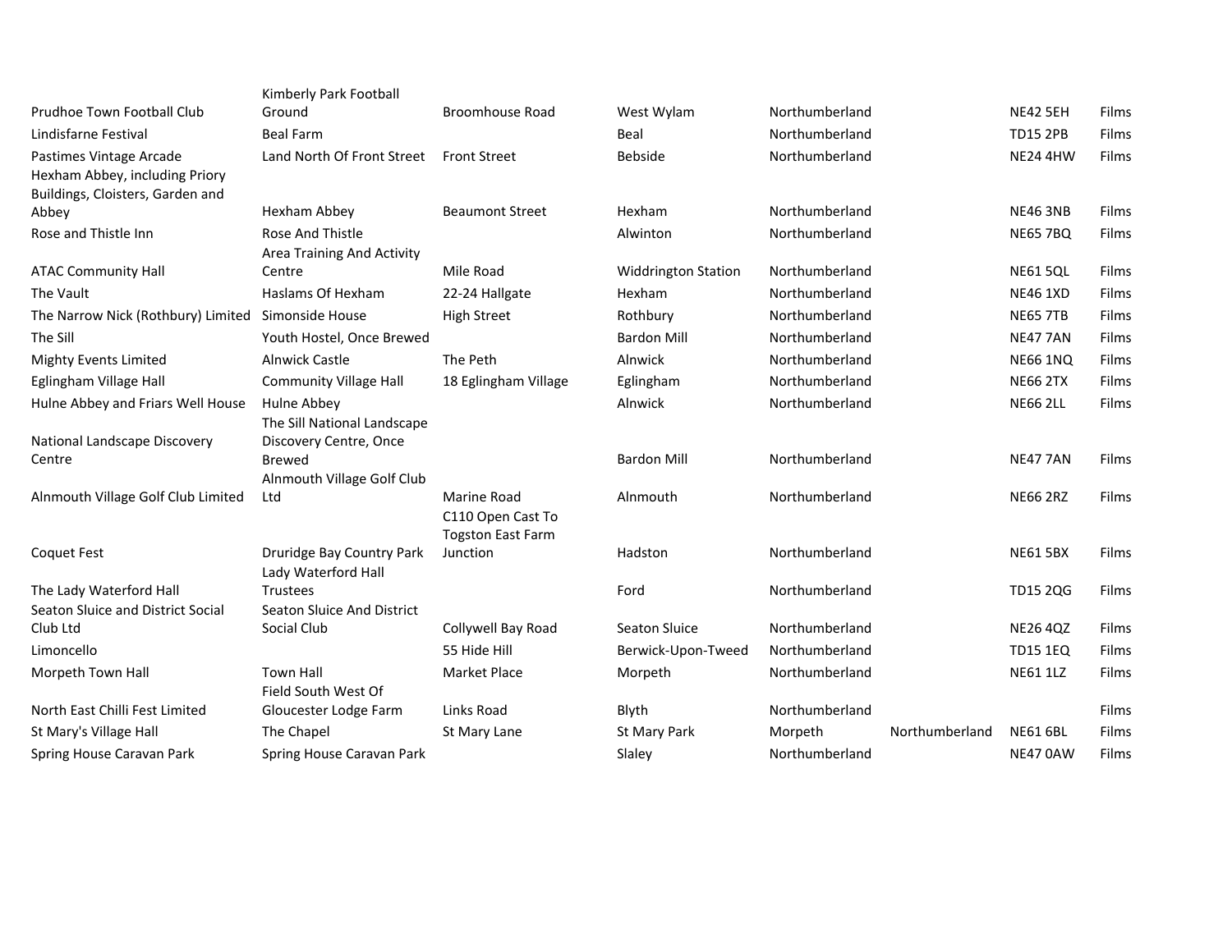| | | | | | | | |
|---|---|---|---|---|---|---|---|
| Prudhoe Town Football Club | Kimberly Park Football Ground | Broomhouse Road | West Wylam | Northumberland | | NE42 5EH | Films |
| Lindisfarne Festival | Beal Farm | | Beal | Northumberland | | TD15 2PB | Films |
| Pastimes Vintage Arcade | Land North Of Front Street | Front Street | Bebside | Northumberland | | NE24 4HW | Films |
| Hexham Abbey, including Priory Buildings, Cloisters, Garden and Abbey | Hexham Abbey | Beaumont Street | Hexham | Northumberland | | NE46 3NB | Films |
| Rose and Thistle Inn | Rose And Thistle | | Alwinton | Northumberland | | NE65 7BQ | Films |
| ATAC Community Hall | Area Training And Activity Centre | Mile Road | Widdrington Station | Northumberland | | NE61 5QL | Films |
| The Vault | Haslams Of Hexham | 22-24 Hallgate | Hexham | Northumberland | | NE46 1XD | Films |
| The Narrow Nick (Rothbury) Limited | Simonside House | High Street | Rothbury | Northumberland | | NE65 7TB | Films |
| The Sill | Youth Hostel, Once Brewed | | Bardon Mill | Northumberland | | NE47 7AN | Films |
| Mighty Events Limited | Alnwick Castle | The Peth | Alnwick | Northumberland | | NE66 1NQ | Films |
| Eglingham Village Hall | Community Village Hall | 18 Eglingham Village | Eglingham | Northumberland | | NE66 2TX | Films |
| Hulne Abbey and Friars Well House | Hulne Abbey | | Alnwick | Northumberland | | NE66 2LL | Films |
| National Landscape Discovery Centre | The Sill National Landscape Discovery Centre, Once Brewed | | Bardon Mill | Northumberland | | NE47 7AN | Films |
| Alnmouth Village Golf Club Limited | Alnmouth Village Golf Club Ltd | Marine Road | Alnmouth | Northumberland | | NE66 2RZ | Films |
| Coquet Fest | Druridge Bay Country Park | C110 Open Cast To Togston East Farm Junction | Hadston | Northumberland | | NE61 5BX | Films |
| The Lady Waterford Hall | Lady Waterford Hall Trustees | | Ford | Northumberland | | TD15 2QG | Films |
| Seaton Sluice and District Social Club Ltd | Seaton Sluice And District Social Club | Collywell Bay Road | Seaton Sluice | Northumberland | | NE26 4QZ | Films |
| Limoncello | | 55 Hide Hill | Berwick-Upon-Tweed | Northumberland | | TD15 1EQ | Films |
| Morpeth Town Hall | Town Hall | Market Place | Morpeth | Northumberland | | NE61 1LZ | Films |
| North East Chilli Fest Limited | Field South West Of Gloucester Lodge Farm | Links Road | Blyth | Northumberland | | | Films |
| St Mary's Village Hall | The Chapel | St Mary Lane | St Mary Park | Morpeth | Northumberland | NE61 6BL | Films |
| Spring House Caravan Park | Spring House Caravan Park | | Slaley | Northumberland | | NE47 0AW | Films |